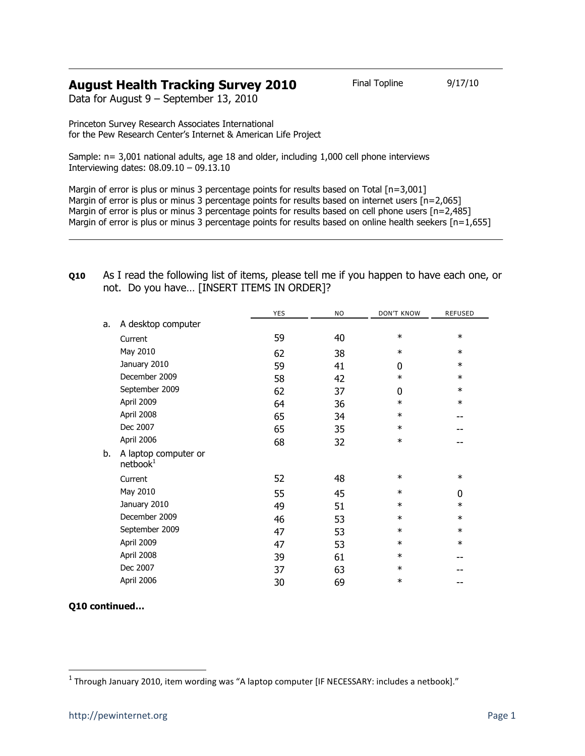# August Health Tracking Survey 2010

Final Topline 9/17/10

Data for August 9 – September 13, 2010

Princeton Survey Research Associates International
for the Pew Research Center's Internet & American Life Project

Sample: n= 3,001 national adults, age 18 and older, including 1,000 cell phone interviews
Interviewing dates: 08.09.10 – 09.13.10

Margin of error is plus or minus 3 percentage points for results based on Total [n=3,001]
Margin of error is plus or minus 3 percentage points for results based on internet users [n=2,065]
Margin of error is plus or minus 3 percentage points for results based on cell phone users [n=2,485]
Margin of error is plus or minus 3 percentage points for results based on online health seekers [n=1,655]

---

**Q10** As I read the following list of items, please tell me if you happen to have each one, or not. Do you have… [INSERT ITEMS IN ORDER]?

| | | YES | NO | DON'T KNOW | REFUSED |
|---|---|---|---|---|---|
| a. | A desktop computer | | | | |
| | Current | 59 | 40 | * | * |
| | May 2010 | 62 | 38 | * | * |
| | January 2010 | 59 | 41 | 0 | * |
| | December 2009 | 58 | 42 | * | * |
| | September 2009 | 62 | 37 | 0 | * |
| | April 2009 | 64 | 36 | * | * |
| | April 2008 | 65 | 34 | * | -- |
| | Dec 2007 | 65 | 35 | * | -- |
| | April 2006 | 68 | 32 | * | -- |
| b. | A laptop computer or netbook[1] | | | | |
| | Current | 52 | 48 | * | * |
| | May 2010 | 55 | 45 | * | 0 |
| | January 2010 | 49 | 51 | * | * |
| | December 2009 | 46 | 53 | * | * |
| | September 2009 | 47 | 53 | * | * |
| | April 2009 | 47 | 53 | * | * |
| | April 2008 | 39 | 61 | * | -- |
| | Dec 2007 | 37 | 63 | * | -- |
| | April 2006 | 30 | 69 | * | -- |

**Q10 continued…**

[1] Through January 2010, item wording was "A laptop computer [IF NECESSARY: includes a netbook]."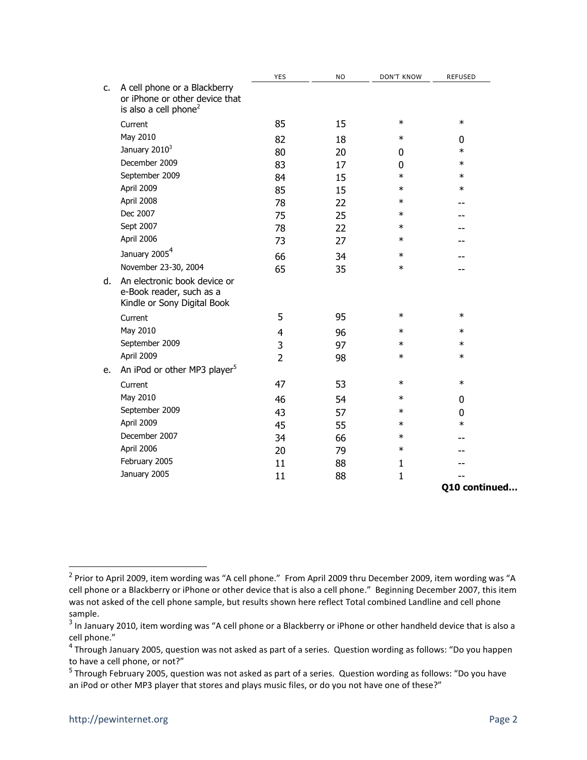| | | YES | NO | DON'T KNOW | REFUSED |
|---|---|---|---|---|---|
| c. | A cell phone or a Blackberry or iPhone or other device that is also a cell phone[2] | | | | |
| | Current | 85 | 15 | * | * |
| | May 2010 | 82 | 18 | * | 0 |
| | January 2010[3] | 80 | 20 | 0 | * |
| | December 2009 | 83 | 17 | 0 | * |
| | September 2009 | 84 | 15 | * | * |
| | April 2009 | 85 | 15 | * | * |
| | April 2008 | 78 | 22 | * | -- |
| | Dec 2007 | 75 | 25 | * | -- |
| | Sept 2007 | 78 | 22 | * | -- |
| | April 2006 | 73 | 27 | * | -- |
| | January 2005[4] | 66 | 34 | * | -- |
| | November 23-30, 2004 | 65 | 35 | * | -- |
| d. | An electronic book device or e-Book reader, such as a Kindle or Sony Digital Book | | | | |
| | Current | 5 | 95 | * | * |
| | May 2010 | 4 | 96 | * | * |
| | September 2009 | 3 | 97 | * | * |
| | April 2009 | 2 | 98 | * | * |
| e. | An iPod or other MP3 player[5] | | | | |
| | Current | 47 | 53 | * | * |
| | May 2010 | 46 | 54 | * | 0 |
| | September 2009 | 43 | 57 | * | 0 |
| | April 2009 | 45 | 55 | * | * |
| | December 2007 | 34 | 66 | * | -- |
| | April 2006 | 20 | 79 | * | -- |
| | February 2005 | 11 | 88 | 1 | -- |
| | January 2005 | 11 | 88 | 1 | -- |

**Q10 continued...**

[2] Prior to April 2009, item wording was "A cell phone." From April 2009 thru December 2009, item wording was "A cell phone or a Blackberry or iPhone or other device that is also a cell phone." Beginning December 2007, this item was not asked of the cell phone sample, but results shown here reflect Total combined Landline and cell phone sample.

[3] In January 2010, item wording was "A cell phone or a Blackberry or iPhone or other handheld device that is also a cell phone."

[4] Through January 2005, question was not asked as part of a series. Question wording as follows: "Do you happen to have a cell phone, or not?"

[5] Through February 2005, question was not asked as part of a series. Question wording as follows: "Do you have an iPod or other MP3 player that stores and plays music files, or do you not have one of these?"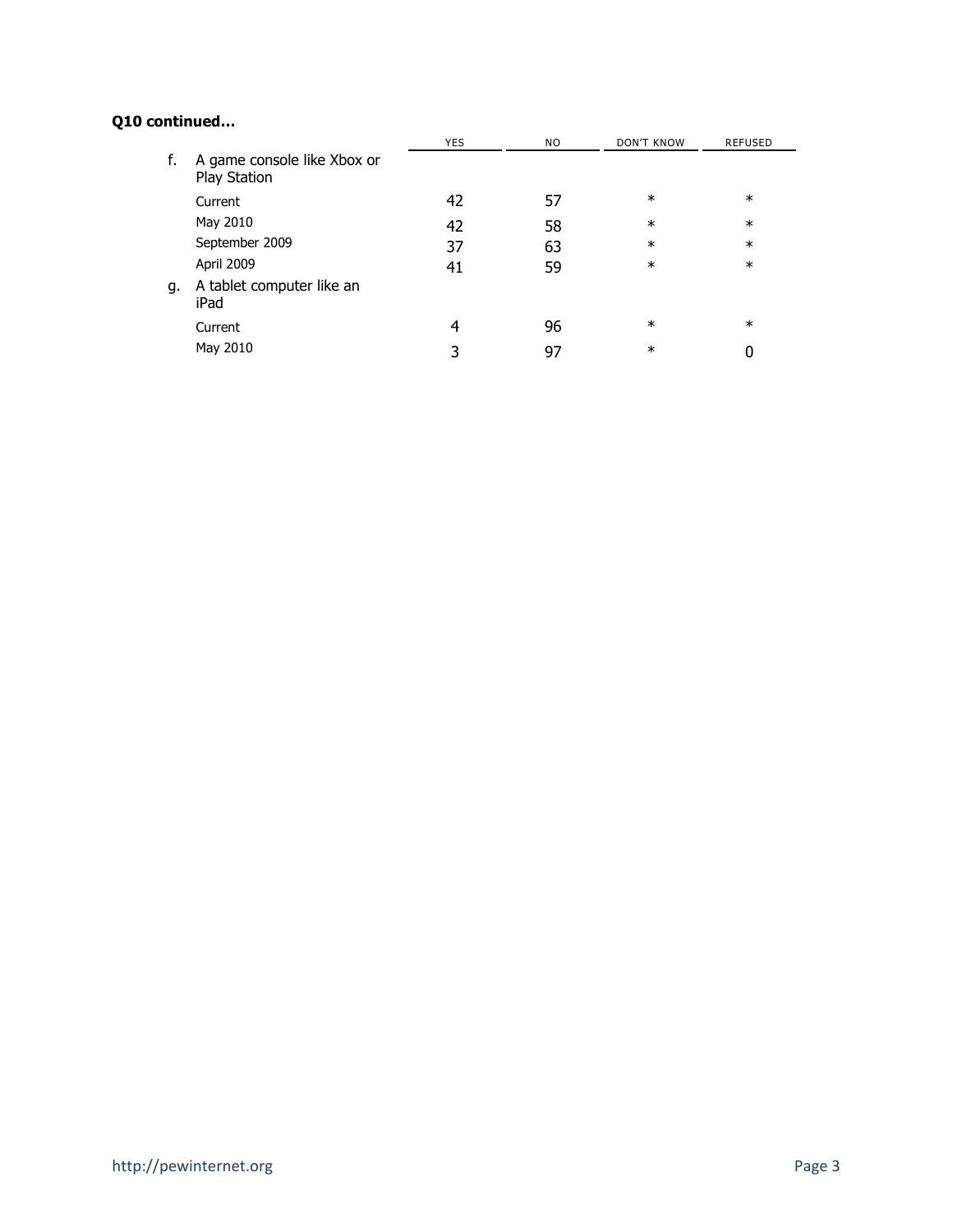**Q10 continued...**

| | | YES | NO | DON'T KNOW | REFUSED |
|---|---|---|---|---|---|
| f. | A game console like Xbox or Play Station | | | | |
| | Current | 42 | 57 | * | * |
| | May 2010 | 42 | 58 | * | * |
| | September 2009 | 37 | 63 | * | * |
| | April 2009 | 41 | 59 | * | * |
| g. | A tablet computer like an iPad | | | | |
| | Current | 4 | 96 | * | * |
| | May 2010 | 3 | 97 | * | 0 |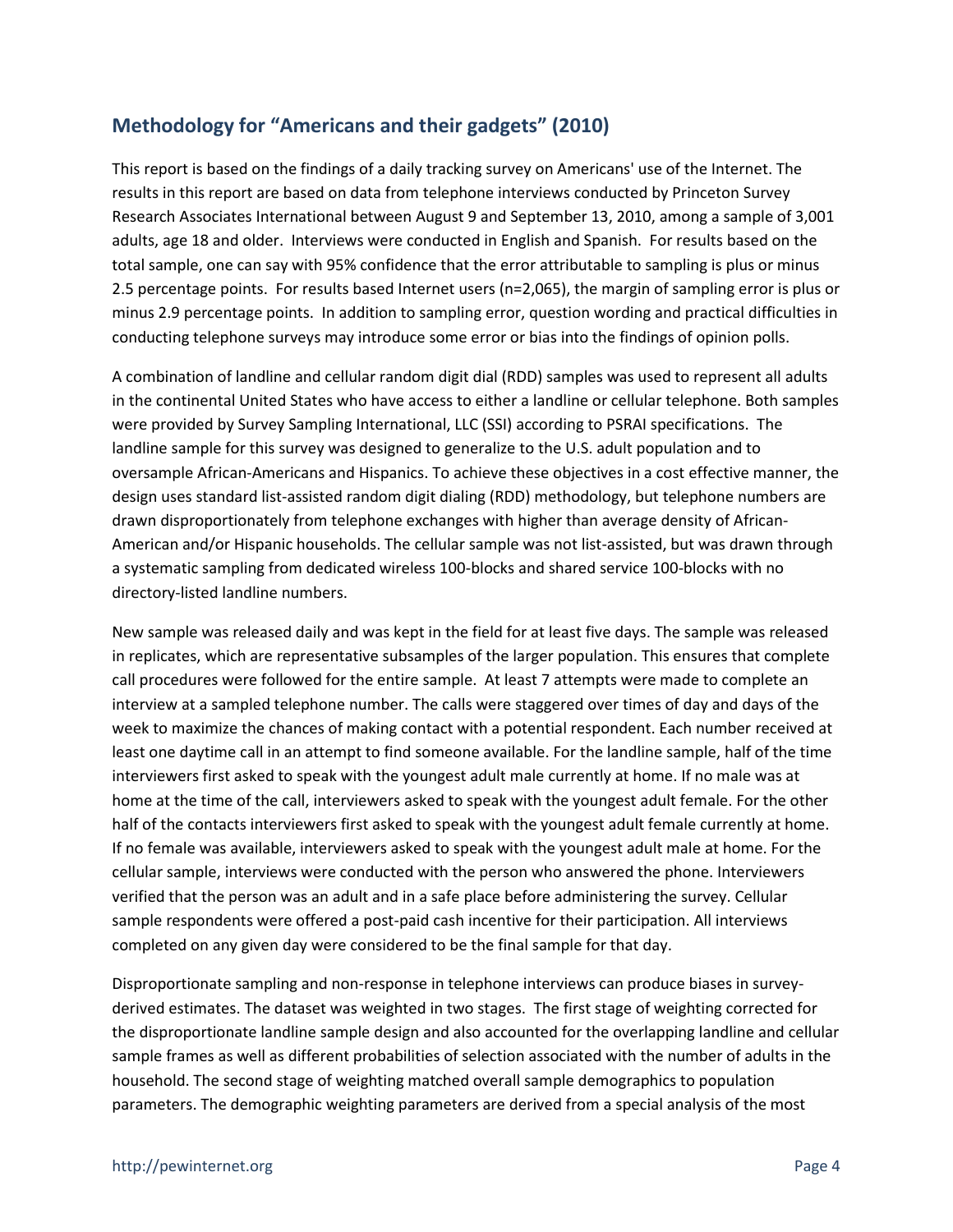## Methodology for "Americans and their gadgets" (2010)

This report is based on the findings of a daily tracking survey on Americans' use of the Internet. The results in this report are based on data from telephone interviews conducted by Princeton Survey Research Associates International between August 9 and September 13, 2010, among a sample of 3,001 adults, age 18 and older. Interviews were conducted in English and Spanish. For results based on the total sample, one can say with 95% confidence that the error attributable to sampling is plus or minus 2.5 percentage points. For results based Internet users (n=2,065), the margin of sampling error is plus or minus 2.9 percentage points. In addition to sampling error, question wording and practical difficulties in conducting telephone surveys may introduce some error or bias into the findings of opinion polls.

A combination of landline and cellular random digit dial (RDD) samples was used to represent all adults in the continental United States who have access to either a landline or cellular telephone. Both samples were provided by Survey Sampling International, LLC (SSI) according to PSRAI specifications. The landline sample for this survey was designed to generalize to the U.S. adult population and to oversample African-Americans and Hispanics. To achieve these objectives in a cost effective manner, the design uses standard list-assisted random digit dialing (RDD) methodology, but telephone numbers are drawn disproportionately from telephone exchanges with higher than average density of African-American and/or Hispanic households. The cellular sample was not list-assisted, but was drawn through a systematic sampling from dedicated wireless 100-blocks and shared service 100-blocks with no directory-listed landline numbers.

New sample was released daily and was kept in the field for at least five days. The sample was released in replicates, which are representative subsamples of the larger population. This ensures that complete call procedures were followed for the entire sample. At least 7 attempts were made to complete an interview at a sampled telephone number. The calls were staggered over times of day and days of the week to maximize the chances of making contact with a potential respondent. Each number received at least one daytime call in an attempt to find someone available. For the landline sample, half of the time interviewers first asked to speak with the youngest adult male currently at home. If no male was at home at the time of the call, interviewers asked to speak with the youngest adult female. For the other half of the contacts interviewers first asked to speak with the youngest adult female currently at home. If no female was available, interviewers asked to speak with the youngest adult male at home. For the cellular sample, interviews were conducted with the person who answered the phone. Interviewers verified that the person was an adult and in a safe place before administering the survey. Cellular sample respondents were offered a post-paid cash incentive for their participation. All interviews completed on any given day were considered to be the final sample for that day.

Disproportionate sampling and non-response in telephone interviews can produce biases in survey-derived estimates. The dataset was weighted in two stages. The first stage of weighting corrected for the disproportionate landline sample design and also accounted for the overlapping landline and cellular sample frames as well as different probabilities of selection associated with the number of adults in the household. The second stage of weighting matched overall sample demographics to population parameters. The demographic weighting parameters are derived from a special analysis of the most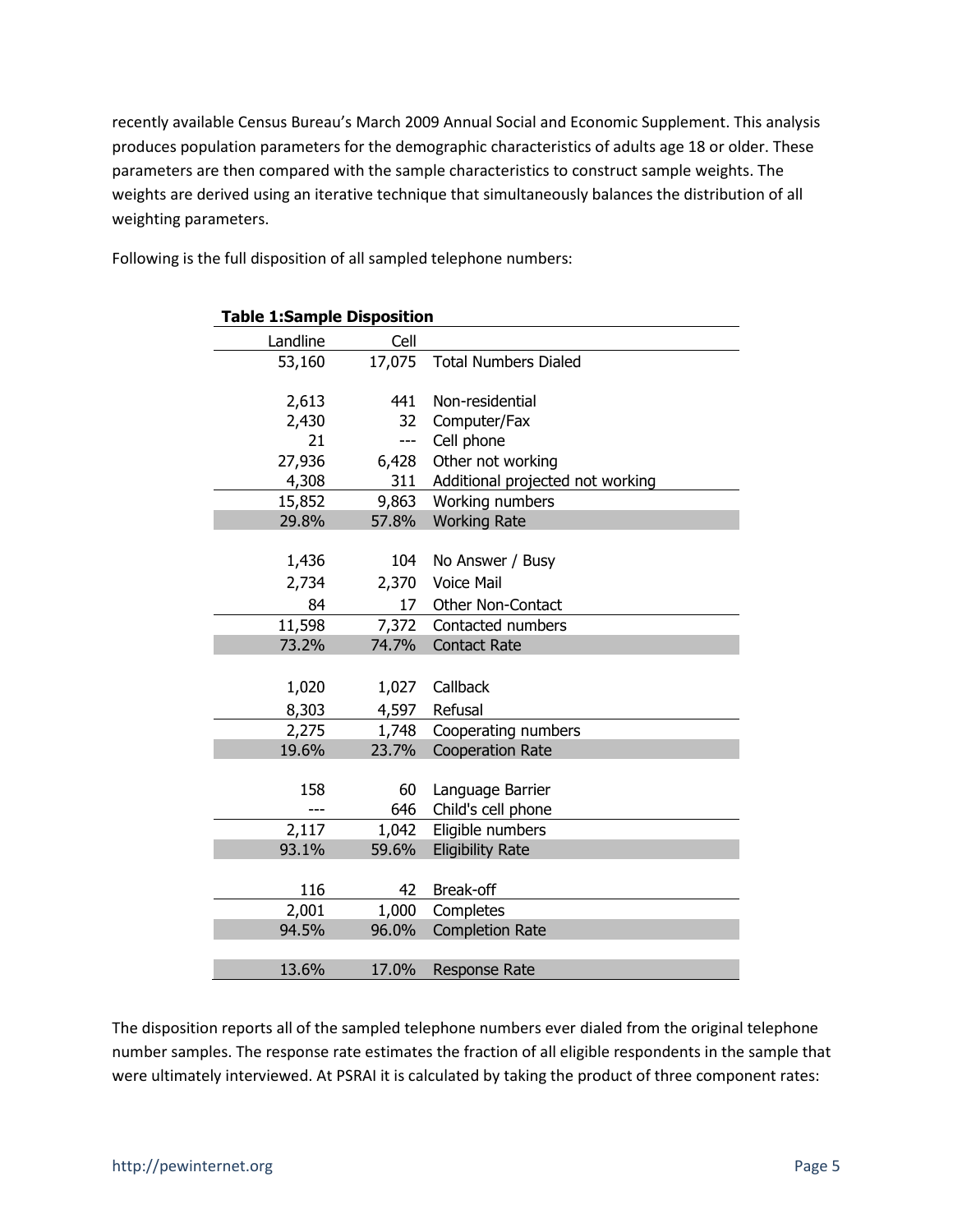recently available Census Bureau's March 2009 Annual Social and Economic Supplement. This analysis produces population parameters for the demographic characteristics of adults age 18 or older. These parameters are then compared with the sample characteristics to construct sample weights. The weights are derived using an iterative technique that simultaneously balances the distribution of all weighting parameters.

Following is the full disposition of all sampled telephone numbers:

**Table 1:Sample Disposition**

| Landline | Cell | |
|---|---|---|
| 53,160 | 17,075 | Total Numbers Dialed |
| | | |
| 2,613 | 441 | Non-residential |
| 2,430 | 32 | Computer/Fax |
| 21 | --- | Cell phone |
| 27,936 | 6,428 | Other not working |
| 4,308 | 311 | Additional projected not working |
| 15,852 | 9,863 | Working numbers |
| 29.8% | 57.8% | Working Rate |
| | | |
| 1,436 | 104 | No Answer / Busy |
| 2,734 | 2,370 | Voice Mail |
| 84 | 17 | Other Non-Contact |
| 11,598 | 7,372 | Contacted numbers |
| 73.2% | 74.7% | Contact Rate |
| | | |
| 1,020 | 1,027 | Callback |
| 8,303 | 4,597 | Refusal |
| 2,275 | 1,748 | Cooperating numbers |
| 19.6% | 23.7% | Cooperation Rate |
| | | |
| 158 | 60 | Language Barrier |
| --- | 646 | Child's cell phone |
| 2,117 | 1,042 | Eligible numbers |
| 93.1% | 59.6% | Eligibility Rate |
| | | |
| 116 | 42 | Break-off |
| 2,001 | 1,000 | Completes |
| 94.5% | 96.0% | Completion Rate |
| | | |
| 13.6% | 17.0% | Response Rate |

The disposition reports all of the sampled telephone numbers ever dialed from the original telephone number samples. The response rate estimates the fraction of all eligible respondents in the sample that were ultimately interviewed. At PSRAI it is calculated by taking the product of three component rates: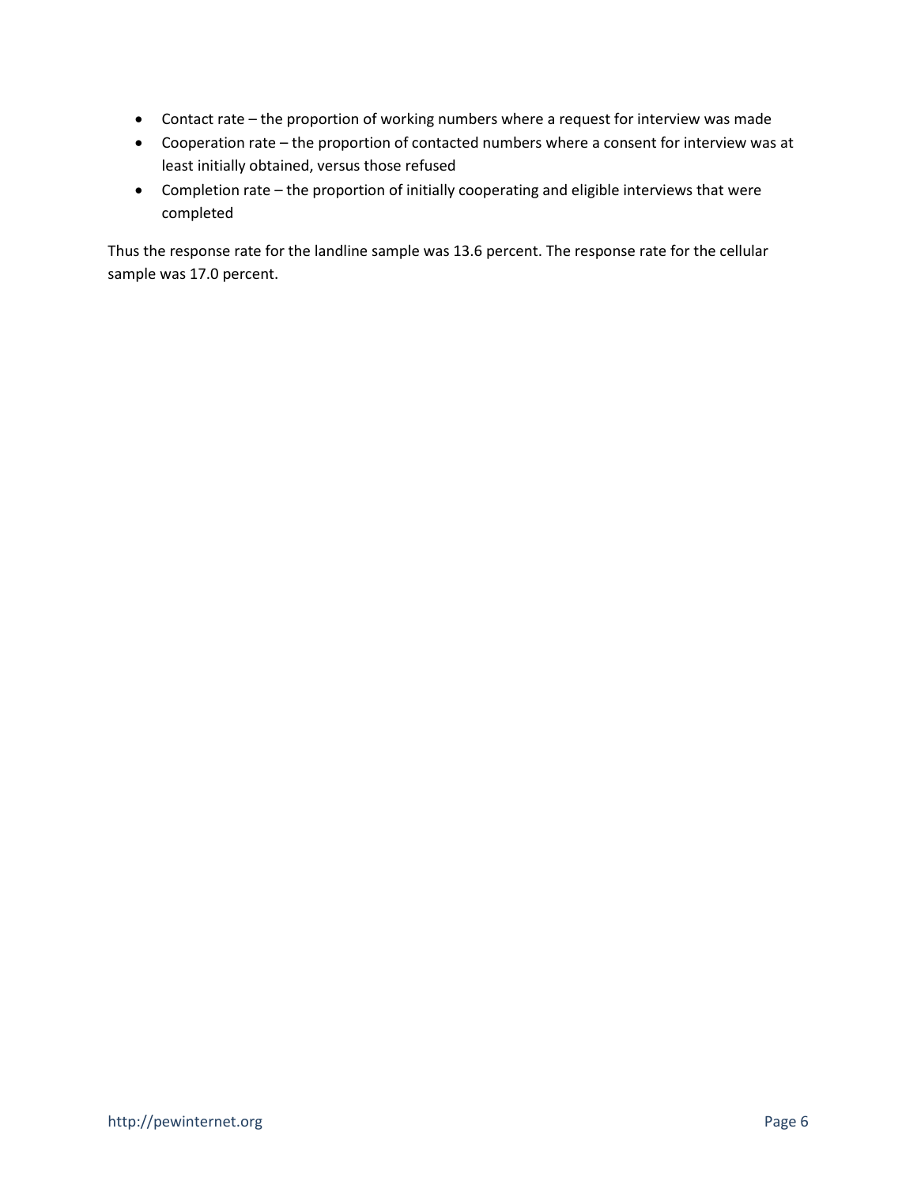- Contact rate – the proportion of working numbers where a request for interview was made
- Cooperation rate – the proportion of contacted numbers where a consent for interview was at least initially obtained, versus those refused
- Completion rate – the proportion of initially cooperating and eligible interviews that were completed

Thus the response rate for the landline sample was 13.6 percent. The response rate for the cellular sample was 17.0 percent.